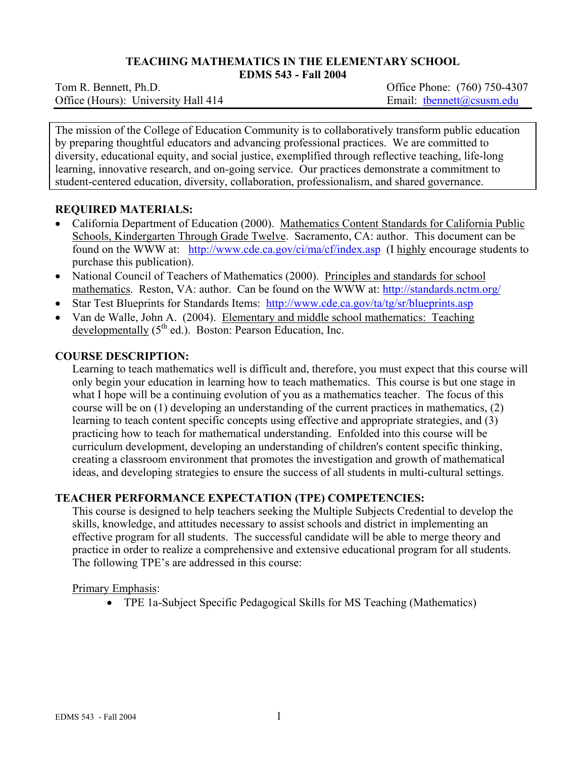# TEACHING MATHEMATICS IN THE ELEMENTARY SCHOOL
## EDMS 543 - Fall 2004

Tom R. Bennett, Ph.D.  
Office (Hours): University Hall 414  
Office Phone: (760) 750-4307  
Email: tbennett@csusm.edu

The mission of the College of Education Community is to collaboratively transform public education by preparing thoughtful educators and advancing professional practices. We are committed to diversity, educational equity, and social justice, exemplified through reflective teaching, life-long learning, innovative research, and on-going service. Our practices demonstrate a commitment to student-centered education, diversity, collaboration, professionalism, and shared governance.

### REQUIRED MATERIALS:

- California Department of Education (2000). Mathematics Content Standards for California Public Schools, Kindergarten Through Grade Twelve. Sacramento, CA: author. This document can be found on the WWW at: http://www.cde.ca.gov/ci/ma/cf/index.asp (I highly encourage students to purchase this publication).
- National Council of Teachers of Mathematics (2000). Principles and standards for school mathematics. Reston, VA: author. Can be found on the WWW at: http://standards.nctm.org/
- Star Test Blueprints for Standards Items: http://www.cde.ca.gov/ta/tg/sr/blueprints.asp
- Van de Walle, John A. (2004). Elementary and middle school mathematics: Teaching developmentally (5th ed.). Boston: Pearson Education, Inc.

### COURSE DESCRIPTION:

Learning to teach mathematics well is difficult and, therefore, you must expect that this course will only begin your education in learning how to teach mathematics. This course is but one stage in what I hope will be a continuing evolution of you as a mathematics teacher. The focus of this course will be on (1) developing an understanding of the current practices in mathematics, (2) learning to teach content specific concepts using effective and appropriate strategies, and (3) practicing how to teach for mathematical understanding. Enfolded into this course will be curriculum development, developing an understanding of children's content specific thinking, creating a classroom environment that promotes the investigation and growth of mathematical ideas, and developing strategies to ensure the success of all students in multi-cultural settings.

### TEACHER PERFORMANCE EXPECTATION (TPE) COMPETENCIES:

This course is designed to help teachers seeking the Multiple Subjects Credential to develop the skills, knowledge, and attitudes necessary to assist schools and district in implementing an effective program for all students. The successful candidate will be able to merge theory and practice in order to realize a comprehensive and extensive educational program for all students. The following TPE's are addressed in this course:

Primary Emphasis:

- TPE 1a-Subject Specific Pedagogical Skills for MS Teaching (Mathematics)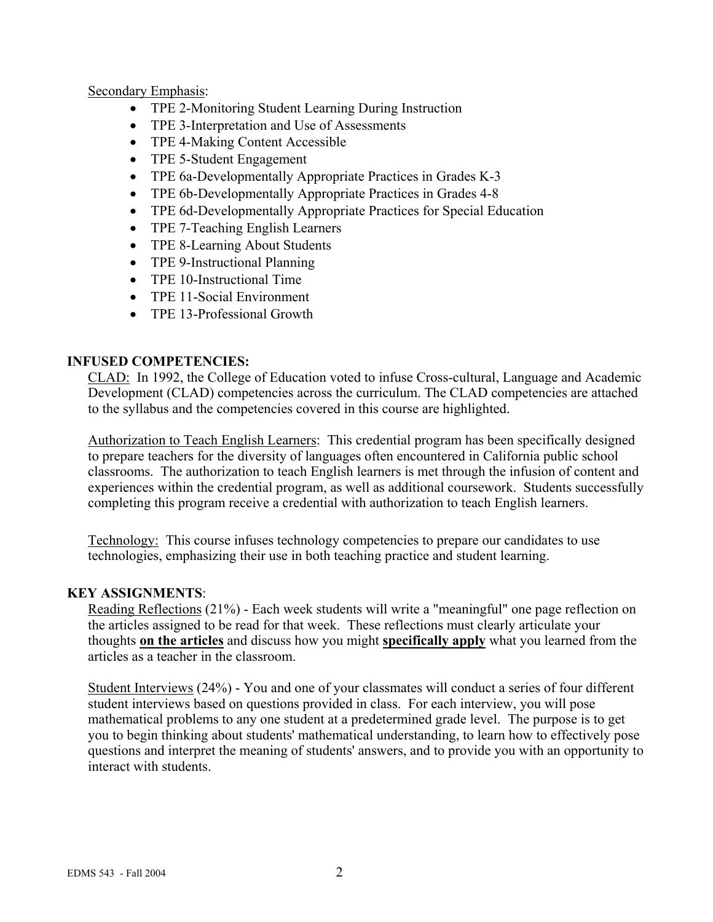<u>Secondary Emphasis</u>:

- TPE 2-Monitoring Student Learning During Instruction
- TPE 3-Interpretation and Use of Assessments
- TPE 4-Making Content Accessible
- TPE 5-Student Engagement
- TPE 6a-Developmentally Appropriate Practices in Grades K-3
- TPE 6b-Developmentally Appropriate Practices in Grades 4-8
- TPE 6d-Developmentally Appropriate Practices for Special Education
- TPE 7-Teaching English Learners
- TPE 8-Learning About Students
- TPE 9-Instructional Planning
- TPE 10-Instructional Time
- TPE 11-Social Environment
- TPE 13-Professional Growth

## INFUSED COMPETENCIES:

<u>CLAD:</u> In 1992, the College of Education voted to infuse Cross-cultural, Language and Academic Development (CLAD) competencies across the curriculum. The CLAD competencies are attached to the syllabus and the competencies covered in this course are highlighted.

<u>Authorization to Teach English Learners</u>: This credential program has been specifically designed to prepare teachers for the diversity of languages often encountered in California public school classrooms. The authorization to teach English learners is met through the infusion of content and experiences within the credential program, as well as additional coursework. Students successfully completing this program receive a credential with authorization to teach English learners.

<u>Technology:</u> This course infuses technology competencies to prepare our candidates to use technologies, emphasizing their use in both teaching practice and student learning.

## KEY ASSIGNMENTS:

<u>Reading Reflections</u> (21%) - Each week students will write a "meaningful" one page reflection on the articles assigned to be read for that week. These reflections must clearly articulate your thoughts **<u>on the articles</u>** and discuss how you might **<u>specifically apply</u>** what you learned from the articles as a teacher in the classroom.

<u>Student Interviews</u> (24%) - You and one of your classmates will conduct a series of four different student interviews based on questions provided in class. For each interview, you will pose mathematical problems to any one student at a predetermined grade level. The purpose is to get you to begin thinking about students' mathematical understanding, to learn how to effectively pose questions and interpret the meaning of students' answers, and to provide you with an opportunity to interact with students.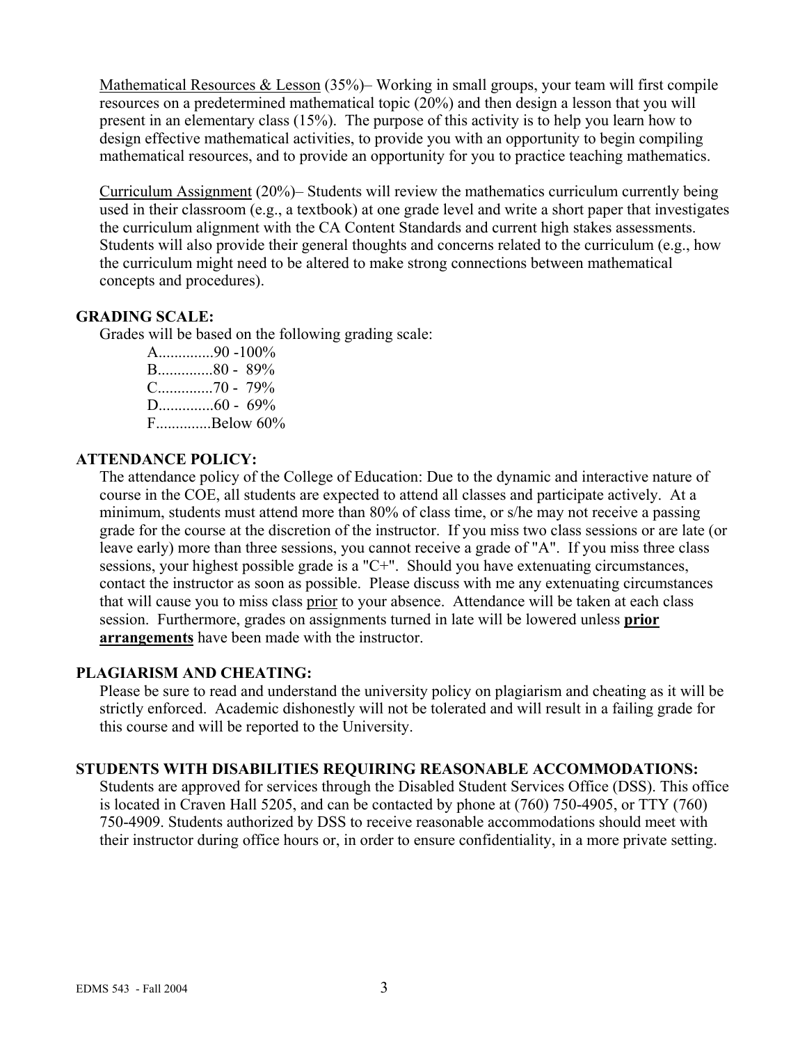Mathematical Resources & Lesson (35%)– Working in small groups, your team will first compile resources on a predetermined mathematical topic (20%) and then design a lesson that you will present in an elementary class (15%). The purpose of this activity is to help you learn how to design effective mathematical activities, to provide you with an opportunity to begin compiling mathematical resources, and to provide an opportunity for you to practice teaching mathematics.

Curriculum Assignment (20%)– Students will review the mathematics curriculum currently being used in their classroom (e.g., a textbook) at one grade level and write a short paper that investigates the curriculum alignment with the CA Content Standards and current high stakes assessments. Students will also provide their general thoughts and concerns related to the curriculum (e.g., how the curriculum might need to be altered to make strong connections between mathematical concepts and procedures).

**GRADING SCALE:**

Grades will be based on the following grading scale:

A..............90 -100%
B..............80 - 89%
C..............70 - 79%
D..............60 - 69%
F..............Below 60%

**ATTENDANCE POLICY:**

The attendance policy of the College of Education: Due to the dynamic and interactive nature of course in the COE, all students are expected to attend all classes and participate actively. At a minimum, students must attend more than 80% of class time, or s/he may not receive a passing grade for the course at the discretion of the instructor. If you miss two class sessions or are late (or leave early) more than three sessions, you cannot receive a grade of "A". If you miss three class sessions, your highest possible grade is a "C+". Should you have extenuating circumstances, contact the instructor as soon as possible. Please discuss with me any extenuating circumstances that will cause you to miss class prior to your absence. Attendance will be taken at each class session. Furthermore, grades on assignments turned in late will be lowered unless **prior arrangements** have been made with the instructor.

**PLAGIARISM AND CHEATING:**

Please be sure to read and understand the university policy on plagiarism and cheating as it will be strictly enforced. Academic dishonestly will not be tolerated and will result in a failing grade for this course and will be reported to the University.

**STUDENTS WITH DISABILITIES REQUIRING REASONABLE ACCOMMODATIONS:**

Students are approved for services through the Disabled Student Services Office (DSS). This office is located in Craven Hall 5205, and can be contacted by phone at (760) 750-4905, or TTY (760) 750-4909. Students authorized by DSS to receive reasonable accommodations should meet with their instructor during office hours or, in order to ensure confidentiality, in a more private setting.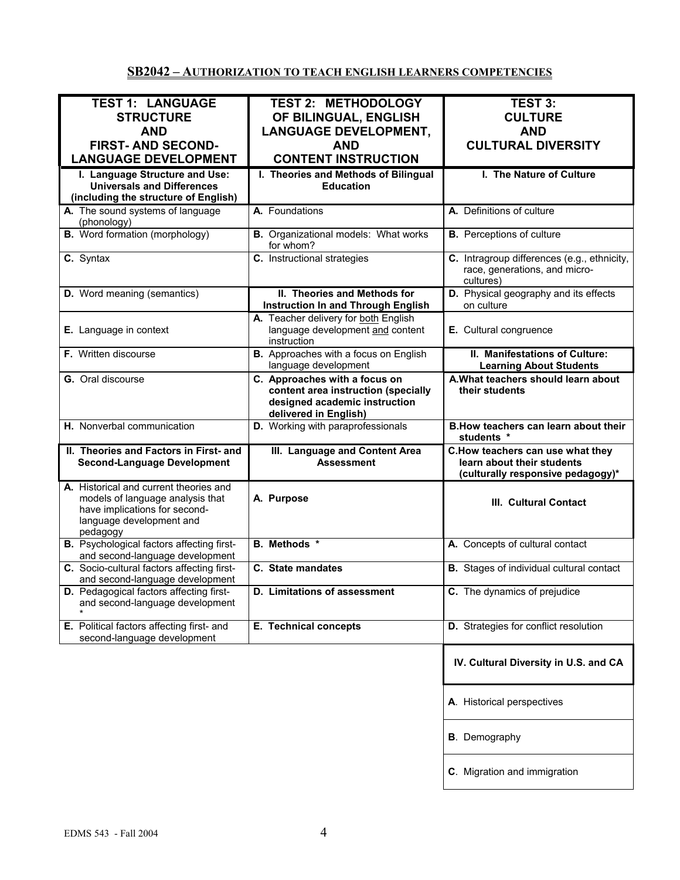## SB2042 – AUTHORIZATION TO TEACH ENGLISH LEARNERS COMPETENCIES

| TEST 1: LANGUAGE STRUCTURE AND FIRST- AND SECOND-LANGUAGE DEVELOPMENT | TEST 2: METHODOLOGY OF BILINGUAL, ENGLISH LANGUAGE DEVELOPMENT, AND CONTENT INSTRUCTION | TEST 3: CULTURE AND CULTURAL DIVERSITY |
|---|---|---|
| **I. Language Structure and Use: Universals and Differences (including the structure of English)** | **I. Theories and Methods of Bilingual Education** | **I. The Nature of Culture** |
| **A.** The sound systems of language (phonology) | **A.** Foundations | **A.** Definitions of culture |
| **B.** Word formation (morphology) | **B.** Organizational models: What works for whom? | **B.** Perceptions of culture |
| **C.** Syntax | **C.** Instructional strategies | **C.** Intragroup differences (e.g., ethnicity, race, generations, and micro-cultures) |
| **D.** Word meaning (semantics) | **II. Theories and Methods for Instruction In and Through English** | **D.** Physical geography and its effects on culture |
| **E.** Language in context | **A.** Teacher delivery for both English language development and content instruction | **E.** Cultural congruence |
| **F.** Written discourse | **B.** Approaches with a focus on English language development | **II. Manifestations of Culture: Learning About Students** |
| **G.** Oral discourse | **C. Approaches with a focus on content area instruction (specially designed academic instruction delivered in English)** | **A.What teachers should learn about their students** |
| **H.** Nonverbal communication | **D.** Working with paraprofessionals | **B.How teachers can learn about their students \*** |
| **II. Theories and Factors in First- and Second-Language Development** | **III. Language and Content Area Assessment** | **C.How teachers can use what they learn about their students (culturally responsive pedagogy)\*** |
| **A.** Historical and current theories and models of language analysis that have implications for second-language development and pedagogy | **A. Purpose** | **III. Cultural Contact** |
| **B.** Psychological factors affecting first- and second-language development | **B. Methods \*** | **A.** Concepts of cultural contact |
| **C.** Socio-cultural factors affecting first- and second-language development | **C. State mandates** | **B.** Stages of individual cultural contact |
| **D.** Pedagogical factors affecting first- and second-language development \* | **D. Limitations of assessment** | **C.** The dynamics of prejudice |
| **E.** Political factors affecting first- and second-language development | **E. Technical concepts** | **D.** Strategies for conflict resolution |
| | | **IV. Cultural Diversity in U.S. and CA** |
| | | **A**. Historical perspectives |
| | | **B**. Demography |
| | | **C**. Migration and immigration |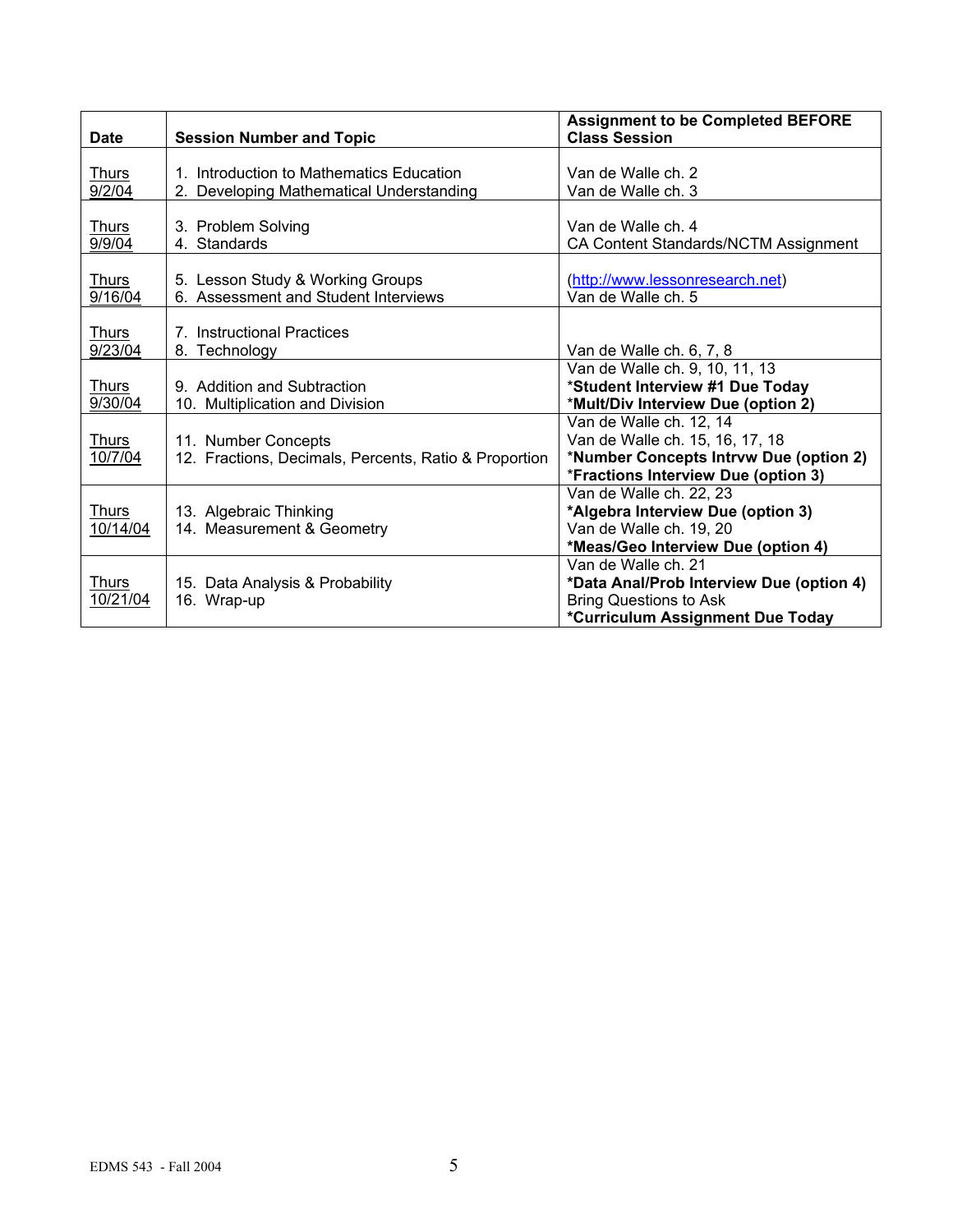| Date | Session Number and Topic | Assignment to be Completed BEFORE Class Session |
| --- | --- | --- |
| Thurs 9/2/04 | 1. Introduction to Mathematics Education<br>2. Developing Mathematical Understanding | Van de Walle ch. 2<br>Van de Walle ch. 3 |
| Thurs 9/9/04 | 3. Problem Solving<br>4. Standards | Van de Walle ch. 4<br>CA Content Standards/NCTM Assignment |
| Thurs 9/16/04 | 5. Lesson Study & Working Groups<br>6. Assessment and Student Interviews | (http://www.lessonresearch.net)<br>Van de Walle ch. 5 |
| Thurs 9/23/04 | 7. Instructional Practices<br>8. Technology | Van de Walle ch. 6, 7, 8 |
| Thurs 9/30/04 | 9. Addition and Subtraction<br>10. Multiplication and Division | Van de Walle ch. 9, 10, 11, 13<br>***Student Interview #1 Due Today**<br>***Mult/Div Interview Due (option 2)** |
| Thurs 10/7/04 | 11. Number Concepts<br>12. Fractions, Decimals, Percents, Ratio & Proportion | Van de Walle ch. 12, 14<br>Van de Walle ch. 15, 16, 17, 18<br>***Number Concepts Intrvw Due (option 2)**<br>***Fractions Interview Due (option 3)** |
| Thurs 10/14/04 | 13. Algebraic Thinking<br>14. Measurement & Geometry | Van de Walle ch. 22, 23<br>***Algebra Interview Due (option 3)**<br>Van de Walle ch. 19, 20<br>***Meas/Geo Interview Due (option 4)** |
| Thurs 10/21/04 | 15. Data Analysis & Probability<br>16. Wrap-up | Van de Walle ch. 21<br>***Data Anal/Prob Interview Due (option 4)**<br>Bring Questions to Ask<br>***Curriculum Assignment Due Today** |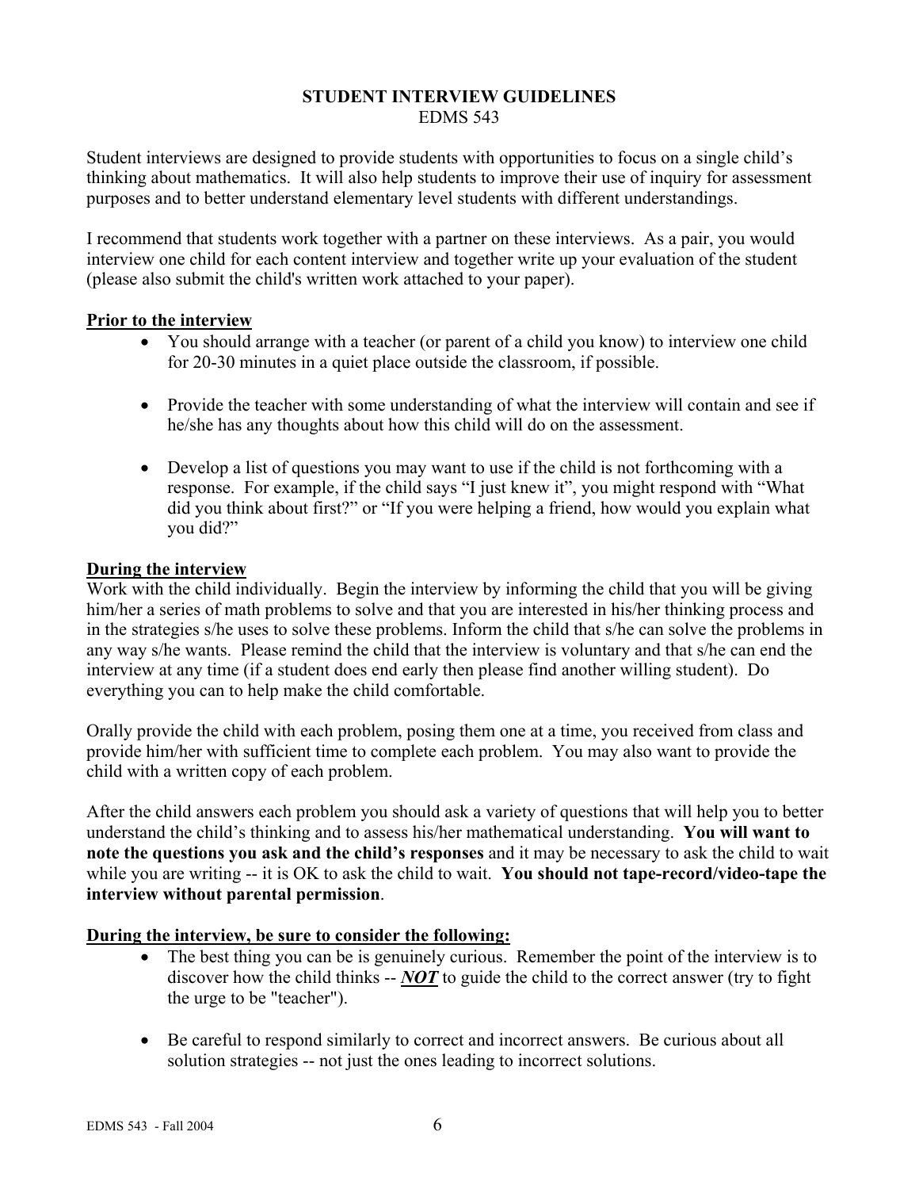# STUDENT INTERVIEW GUIDELINES

EDMS 543

Student interviews are designed to provide students with opportunities to focus on a single child's thinking about mathematics. It will also help students to improve their use of inquiry for assessment purposes and to better understand elementary level students with different understandings.

I recommend that students work together with a partner on these interviews. As a pair, you would interview one child for each content interview and together write up your evaluation of the student (please also submit the child's written work attached to your paper).

**Prior to the interview**

- You should arrange with a teacher (or parent of a child you know) to interview one child for 20-30 minutes in a quiet place outside the classroom, if possible.
- Provide the teacher with some understanding of what the interview will contain and see if he/she has any thoughts about how this child will do on the assessment.
- Develop a list of questions you may want to use if the child is not forthcoming with a response. For example, if the child says "I just knew it", you might respond with "What did you think about first?" or "If you were helping a friend, how would you explain what you did?"

**During the interview**

Work with the child individually. Begin the interview by informing the child that you will be giving him/her a series of math problems to solve and that you are interested in his/her thinking process and in the strategies s/he uses to solve these problems. Inform the child that s/he can solve the problems in any way s/he wants. Please remind the child that the interview is voluntary and that s/he can end the interview at any time (if a student does end early then please find another willing student). Do everything you can to help make the child comfortable.

Orally provide the child with each problem, posing them one at a time, you received from class and provide him/her with sufficient time to complete each problem. You may also want to provide the child with a written copy of each problem.

After the child answers each problem you should ask a variety of questions that will help you to better understand the child's thinking and to assess his/her mathematical understanding. **You will want to note the questions you ask and the child's responses** and it may be necessary to ask the child to wait while you are writing -- it is OK to ask the child to wait. **You should not tape-record/video-tape the interview without parental permission**.

**During the interview, be sure to consider the following:**

- The best thing you can be is genuinely curious. Remember the point of the interview is to discover how the child thinks -- ***NOT*** to guide the child to the correct answer (try to fight the urge to be "teacher").
- Be careful to respond similarly to correct and incorrect answers. Be curious about all solution strategies -- not just the ones leading to incorrect solutions.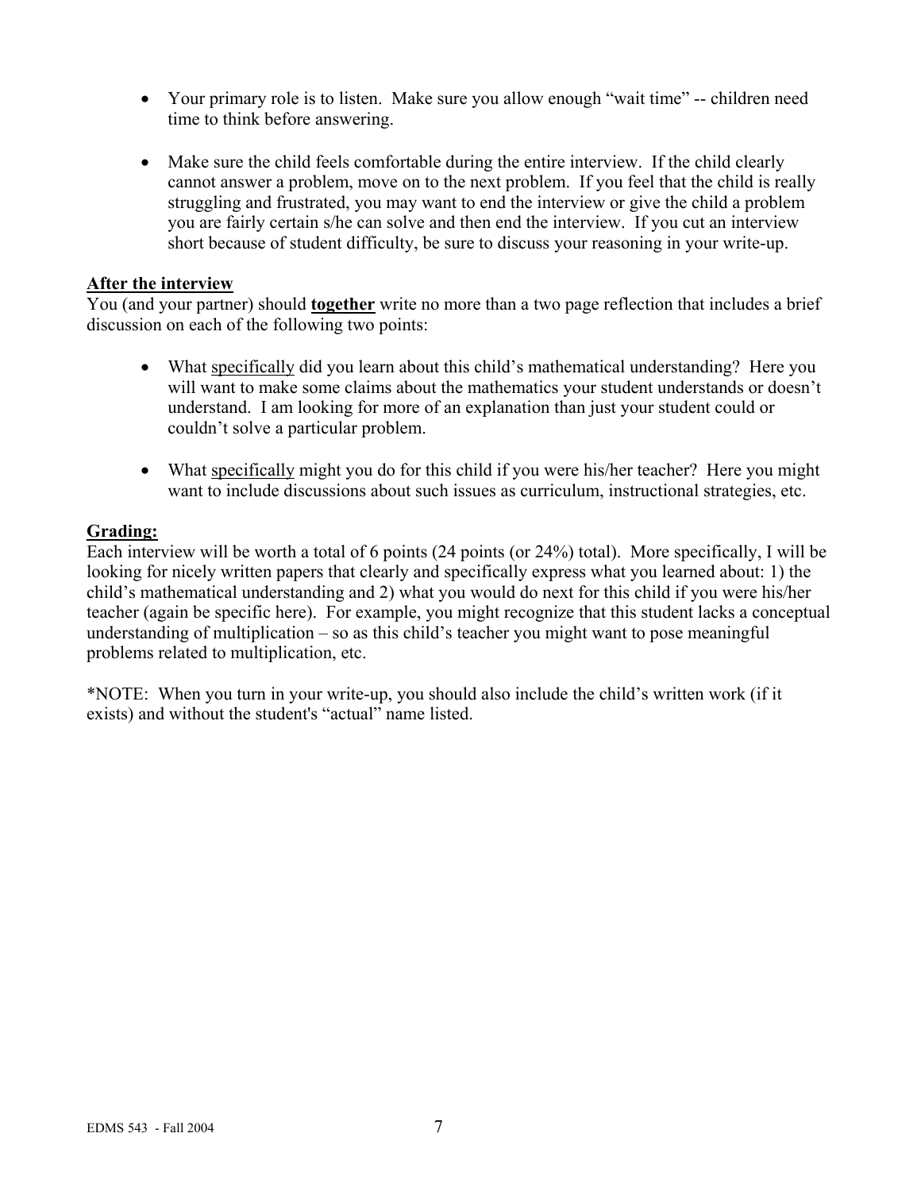- Your primary role is to listen. Make sure you allow enough "wait time" -- children need time to think before answering.

- Make sure the child feels comfortable during the entire interview. If the child clearly cannot answer a problem, move on to the next problem. If you feel that the child is really struggling and frustrated, you may want to end the interview or give the child a problem you are fairly certain s/he can solve and then end the interview. If you cut an interview short because of student difficulty, be sure to discuss your reasoning in your write-up.

## After the interview

You (and your partner) should **together** write no more than a two page reflection that includes a brief discussion on each of the following two points:

- What specifically did you learn about this child's mathematical understanding? Here you will want to make some claims about the mathematics your student understands or doesn't understand. I am looking for more of an explanation than just your student could or couldn't solve a particular problem.

- What specifically might you do for this child if you were his/her teacher? Here you might want to include discussions about such issues as curriculum, instructional strategies, etc.

## Grading:

Each interview will be worth a total of 6 points (24 points (or 24%) total). More specifically, I will be looking for nicely written papers that clearly and specifically express what you learned about: 1) the child's mathematical understanding and 2) what you would do next for this child if you were his/her teacher (again be specific here). For example, you might recognize that this student lacks a conceptual understanding of multiplication – so as this child's teacher you might want to pose meaningful problems related to multiplication, etc.

*NOTE: When you turn in your write-up, you should also include the child's written work (if it exists) and without the student's "actual" name listed.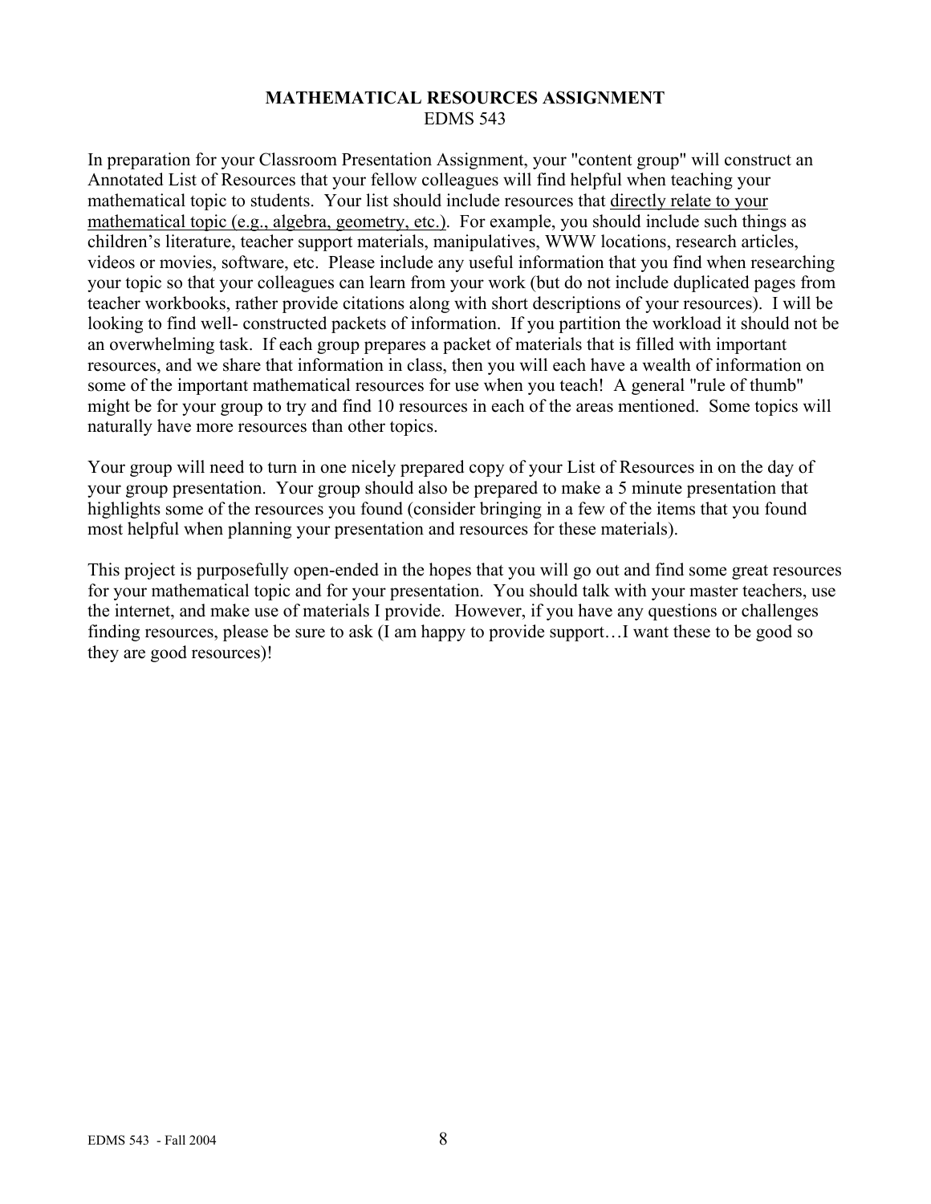# MATHEMATICAL RESOURCES ASSIGNMENT

EDMS 543

In preparation for your Classroom Presentation Assignment, your "content group" will construct an Annotated List of Resources that your fellow colleagues will find helpful when teaching your mathematical topic to students. Your list should include resources that <u>directly relate to your mathematical topic (e.g., algebra, geometry, etc.)</u>. For example, you should include such things as children's literature, teacher support materials, manipulatives, WWW locations, research articles, videos or movies, software, etc. Please include any useful information that you find when researching your topic so that your colleagues can learn from your work (but do not include duplicated pages from teacher workbooks, rather provide citations along with short descriptions of your resources). I will be looking to find well- constructed packets of information. If you partition the workload it should not be an overwhelming task. If each group prepares a packet of materials that is filled with important resources, and we share that information in class, then you will each have a wealth of information on some of the important mathematical resources for use when you teach! A general "rule of thumb" might be for your group to try and find 10 resources in each of the areas mentioned. Some topics will naturally have more resources than other topics.

Your group will need to turn in one nicely prepared copy of your List of Resources in on the day of your group presentation. Your group should also be prepared to make a 5 minute presentation that highlights some of the resources you found (consider bringing in a few of the items that you found most helpful when planning your presentation and resources for these materials).

This project is purposefully open-ended in the hopes that you will go out and find some great resources for your mathematical topic and for your presentation. You should talk with your master teachers, use the internet, and make use of materials I provide. However, if you have any questions or challenges finding resources, please be sure to ask (I am happy to provide support…I want these to be good so they are good resources)!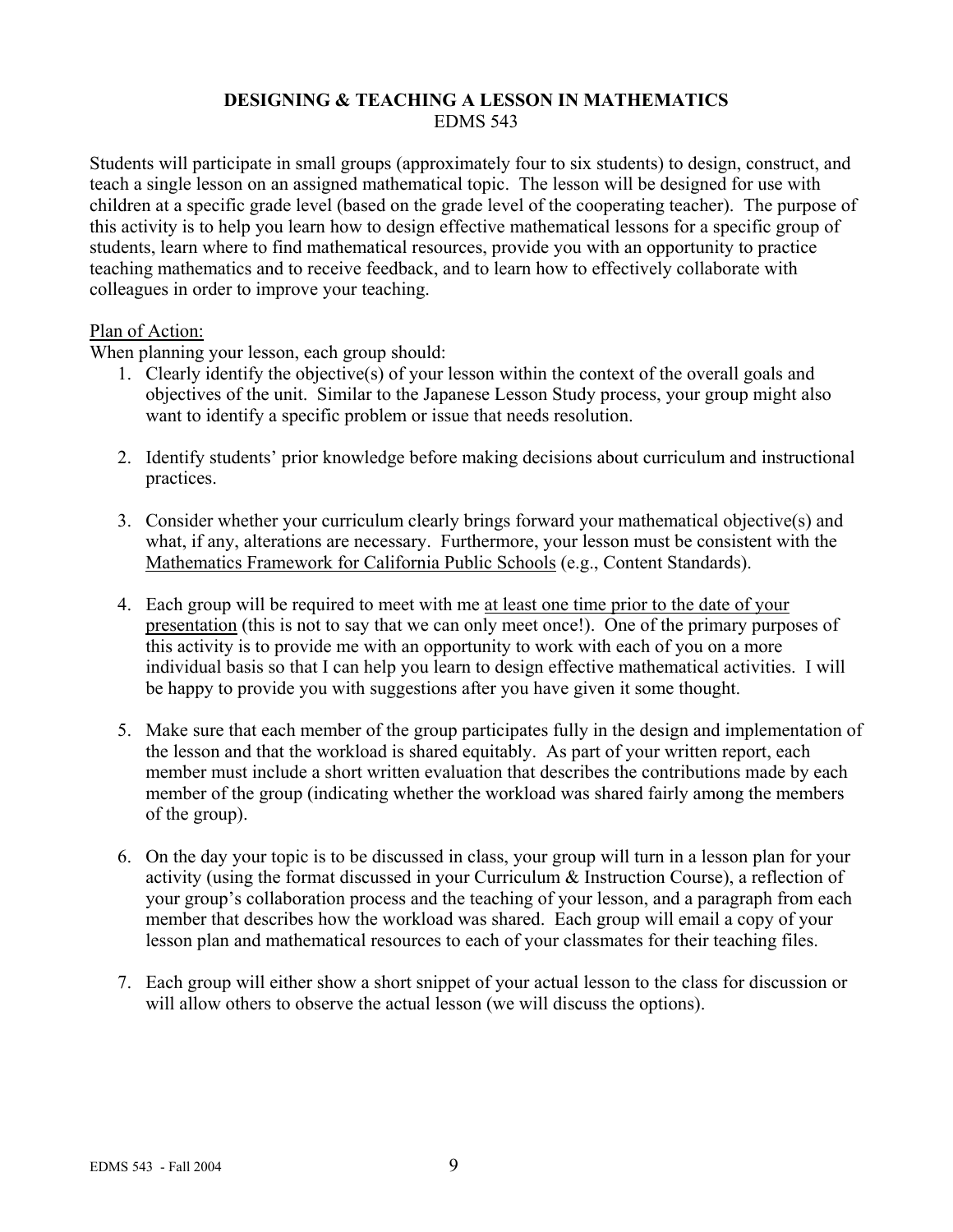**DESIGNING & TEACHING A LESSON IN MATHEMATICS**
EDMS 543

Students will participate in small groups (approximately four to six students) to design, construct, and teach a single lesson on an assigned mathematical topic. The lesson will be designed for use with children at a specific grade level (based on the grade level of the cooperating teacher). The purpose of this activity is to help you learn how to design effective mathematical lessons for a specific group of students, learn where to find mathematical resources, provide you with an opportunity to practice teaching mathematics and to receive feedback, and to learn how to effectively collaborate with colleagues in order to improve your teaching.

<u>Plan of Action:</u>
When planning your lesson, each group should:

1. Clearly identify the objective(s) of your lesson within the context of the overall goals and objectives of the unit. Similar to the Japanese Lesson Study process, your group might also want to identify a specific problem or issue that needs resolution.

2. Identify students' prior knowledge before making decisions about curriculum and instructional practices.

3. Consider whether your curriculum clearly brings forward your mathematical objective(s) and what, if any, alterations are necessary. Furthermore, your lesson must be consistent with the <u>Mathematics Framework for California Public Schools</u> (e.g., Content Standards).

4. Each group will be required to meet with me <u>at least one time prior to the date of your presentation</u> (this is not to say that we can only meet once!). One of the primary purposes of this activity is to provide me with an opportunity to work with each of you on a more individual basis so that I can help you learn to design effective mathematical activities. I will be happy to provide you with suggestions after you have given it some thought.

5. Make sure that each member of the group participates fully in the design and implementation of the lesson and that the workload is shared equitably. As part of your written report, each member must include a short written evaluation that describes the contributions made by each member of the group (indicating whether the workload was shared fairly among the members of the group).

6. On the day your topic is to be discussed in class, your group will turn in a lesson plan for your activity (using the format discussed in your Curriculum & Instruction Course), a reflection of your group's collaboration process and the teaching of your lesson, and a paragraph from each member that describes how the workload was shared. Each group will email a copy of your lesson plan and mathematical resources to each of your classmates for their teaching files.

7. Each group will either show a short snippet of your actual lesson to the class for discussion or will allow others to observe the actual lesson (we will discuss the options).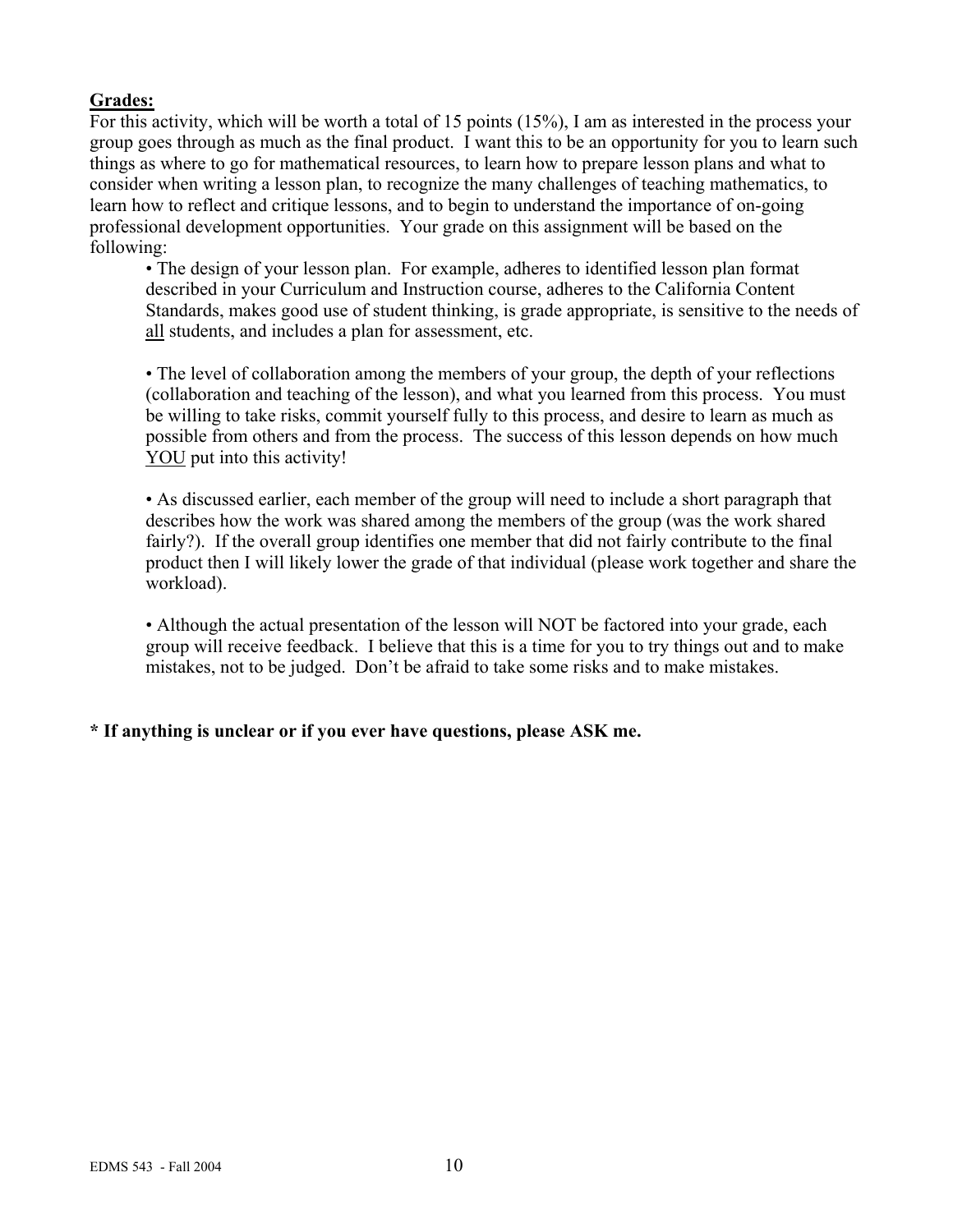**<u>Grades:</u>**

For this activity, which will be worth a total of 15 points (15%), I am as interested in the process your group goes through as much as the final product. I want this to be an opportunity for you to learn such things as where to go for mathematical resources, to learn how to prepare lesson plans and what to consider when writing a lesson plan, to recognize the many challenges of teaching mathematics, to learn how to reflect and critique lessons, and to begin to understand the importance of on-going professional development opportunities. Your grade on this assignment will be based on the following:

- The design of your lesson plan. For example, adheres to identified lesson plan format described in your Curriculum and Instruction course, adheres to the California Content Standards, makes good use of student thinking, is grade appropriate, is sensitive to the needs of <u>all</u> students, and includes a plan for assessment, etc.

- The level of collaboration among the members of your group, the depth of your reflections (collaboration and teaching of the lesson), and what you learned from this process. You must be willing to take risks, commit yourself fully to this process, and desire to learn as much as possible from others and from the process. The success of this lesson depends on how much <u>YOU</u> put into this activity!

- As discussed earlier, each member of the group will need to include a short paragraph that describes how the work was shared among the members of the group (was the work shared fairly?). If the overall group identifies one member that did not fairly contribute to the final product then I will likely lower the grade of that individual (please work together and share the workload).

- Although the actual presentation of the lesson will NOT be factored into your grade, each group will receive feedback. I believe that this is a time for you to try things out and to make mistakes, not to be judged. Don't be afraid to take some risks and to make mistakes.

**\* If anything is unclear or if you ever have questions, please ASK me.**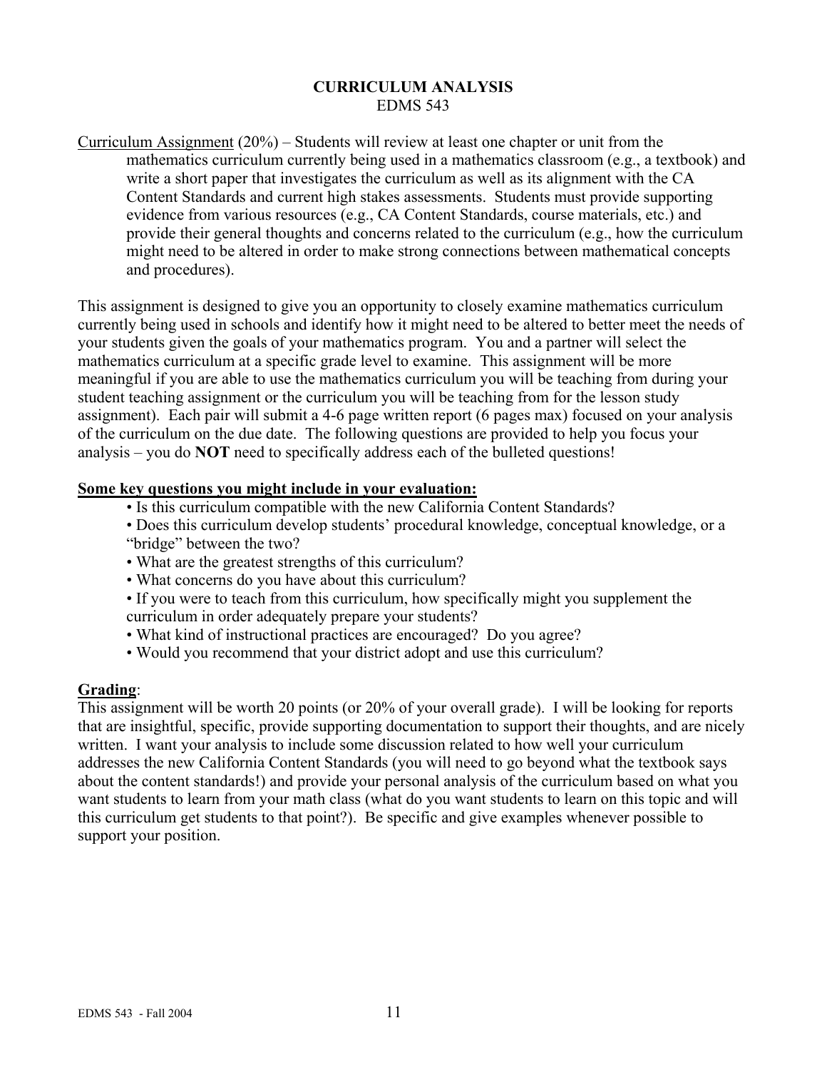# CURRICULUM ANALYSIS

EDMS 543

Curriculum Assignment (20%) – Students will review at least one chapter or unit from the mathematics curriculum currently being used in a mathematics classroom (e.g., a textbook) and write a short paper that investigates the curriculum as well as its alignment with the CA Content Standards and current high stakes assessments. Students must provide supporting evidence from various resources (e.g., CA Content Standards, course materials, etc.) and provide their general thoughts and concerns related to the curriculum (e.g., how the curriculum might need to be altered in order to make strong connections between mathematical concepts and procedures).

This assignment is designed to give you an opportunity to closely examine mathematics curriculum currently being used in schools and identify how it might need to be altered to better meet the needs of your students given the goals of your mathematics program. You and a partner will select the mathematics curriculum at a specific grade level to examine. This assignment will be more meaningful if you are able to use the mathematics curriculum you will be teaching from during your student teaching assignment or the curriculum you will be teaching from for the lesson study assignment). Each pair will submit a 4-6 page written report (6 pages max) focused on your analysis of the curriculum on the due date. The following questions are provided to help you focus your analysis – you do **NOT** need to specifically address each of the bulleted questions!

**Some key questions you might include in your evaluation:**

- Is this curriculum compatible with the new California Content Standards?
- Does this curriculum develop students' procedural knowledge, conceptual knowledge, or a "bridge" between the two?
- What are the greatest strengths of this curriculum?
- What concerns do you have about this curriculum?
- If you were to teach from this curriculum, how specifically might you supplement the curriculum in order adequately prepare your students?
- What kind of instructional practices are encouraged? Do you agree?
- Would you recommend that your district adopt and use this curriculum?

**Grading**:

This assignment will be worth 20 points (or 20% of your overall grade). I will be looking for reports that are insightful, specific, provide supporting documentation to support their thoughts, and are nicely written. I want your analysis to include some discussion related to how well your curriculum addresses the new California Content Standards (you will need to go beyond what the textbook says about the content standards!) and provide your personal analysis of the curriculum based on what you want students to learn from your math class (what do you want students to learn on this topic and will this curriculum get students to that point?). Be specific and give examples whenever possible to support your position.